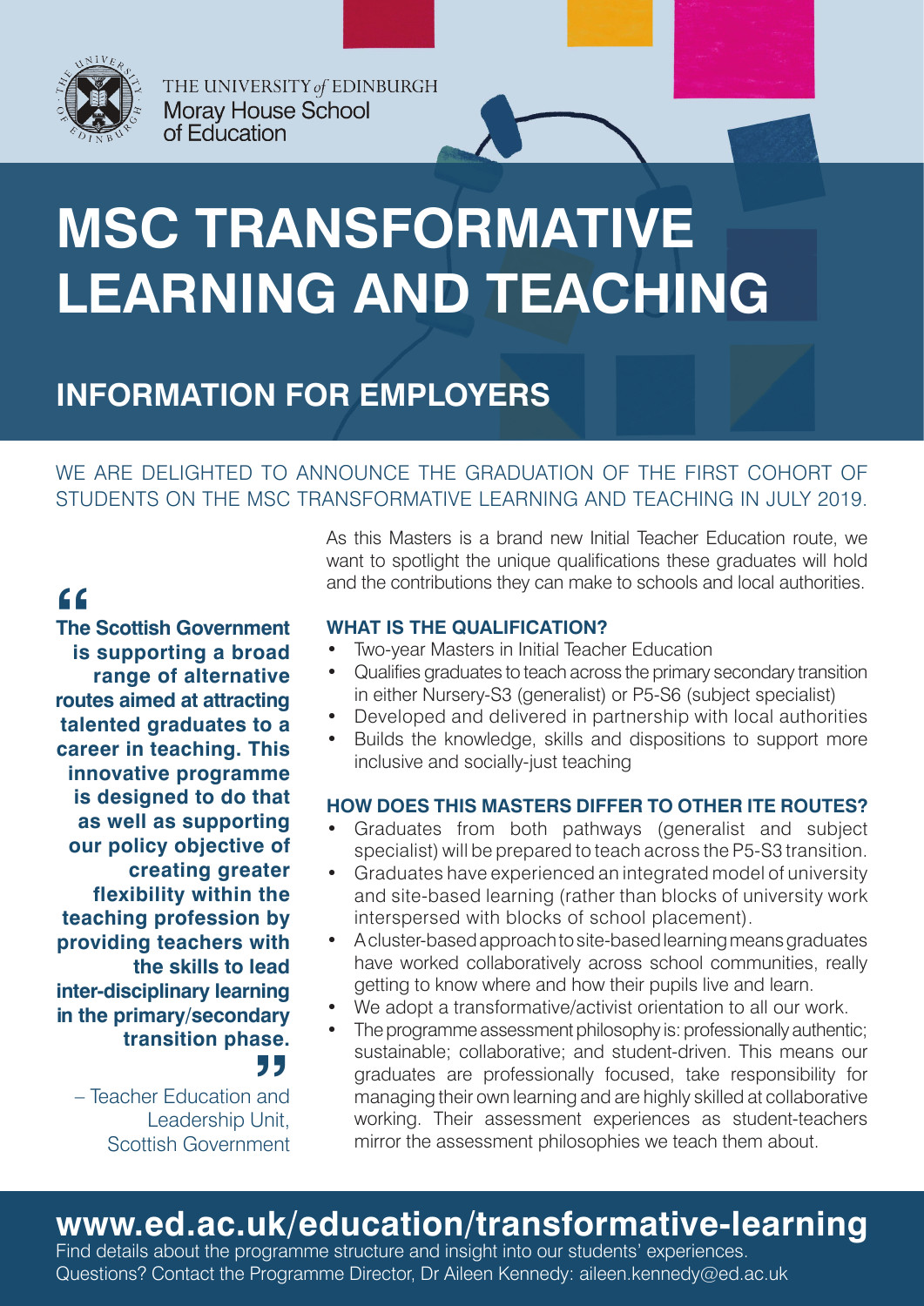THE UNIVERSITY *of* EDINBURGH
Moray House School of Education

# MSC TRANSFORMATIVE LEARNING AND TEACHING

## INFORMATION FOR EMPLOYERS

WE ARE DELIGHTED TO ANNOUNCE THE GRADUATION OF THE FIRST COHORT OF STUDENTS ON THE MSC TRANSFORMATIVE LEARNING AND TEACHING IN JULY 2019.

> **"The Scottish Government is supporting a broad range of alternative routes aimed at attracting talented graduates to a career in teaching. This innovative programme is designed to do that as well as supporting our policy objective of creating greater flexibility within the teaching profession by providing teachers with the skills to lead inter-disciplinary learning in the primary/secondary transition phase."**
>
> – Teacher Education and Leadership Unit, Scottish Government

As this Masters is a brand new Initial Teacher Education route, we want to spotlight the unique qualifications these graduates will hold and the contributions they can make to schools and local authorities.

### WHAT IS THE QUALIFICATION?

- Two-year Masters in Initial Teacher Education
- Qualifies graduates to teach across the primary secondary transition in either Nursery-S3 (generalist) or P5-S6 (subject specialist)
- Developed and delivered in partnership with local authorities
- Builds the knowledge, skills and dispositions to support more inclusive and socially-just teaching

### HOW DOES THIS MASTERS DIFFER TO OTHER ITE ROUTES?

- Graduates from both pathways (generalist and subject specialist) will be prepared to teach across the P5-S3 transition.
- Graduates have experienced an integrated model of university and site-based learning (rather than blocks of university work interspersed with blocks of school placement).
- A cluster-based approach to site-based learning means graduates have worked collaboratively across school communities, really getting to know where and how their pupils live and learn.
- We adopt a transformative/activist orientation to all our work.
- The programme assessment philosophy is: professionally authentic; sustainable; collaborative; and student-driven. This means our graduates are professionally focused, take responsibility for managing their own learning and are highly skilled at collaborative working. Their assessment experiences as student-teachers mirror the assessment philosophies we teach them about.

## www.ed.ac.uk/education/transformative-learning

Find details about the programme structure and insight into our students' experiences.
Questions? Contact the Programme Director, Dr Aileen Kennedy: aileen.kennedy@ed.ac.uk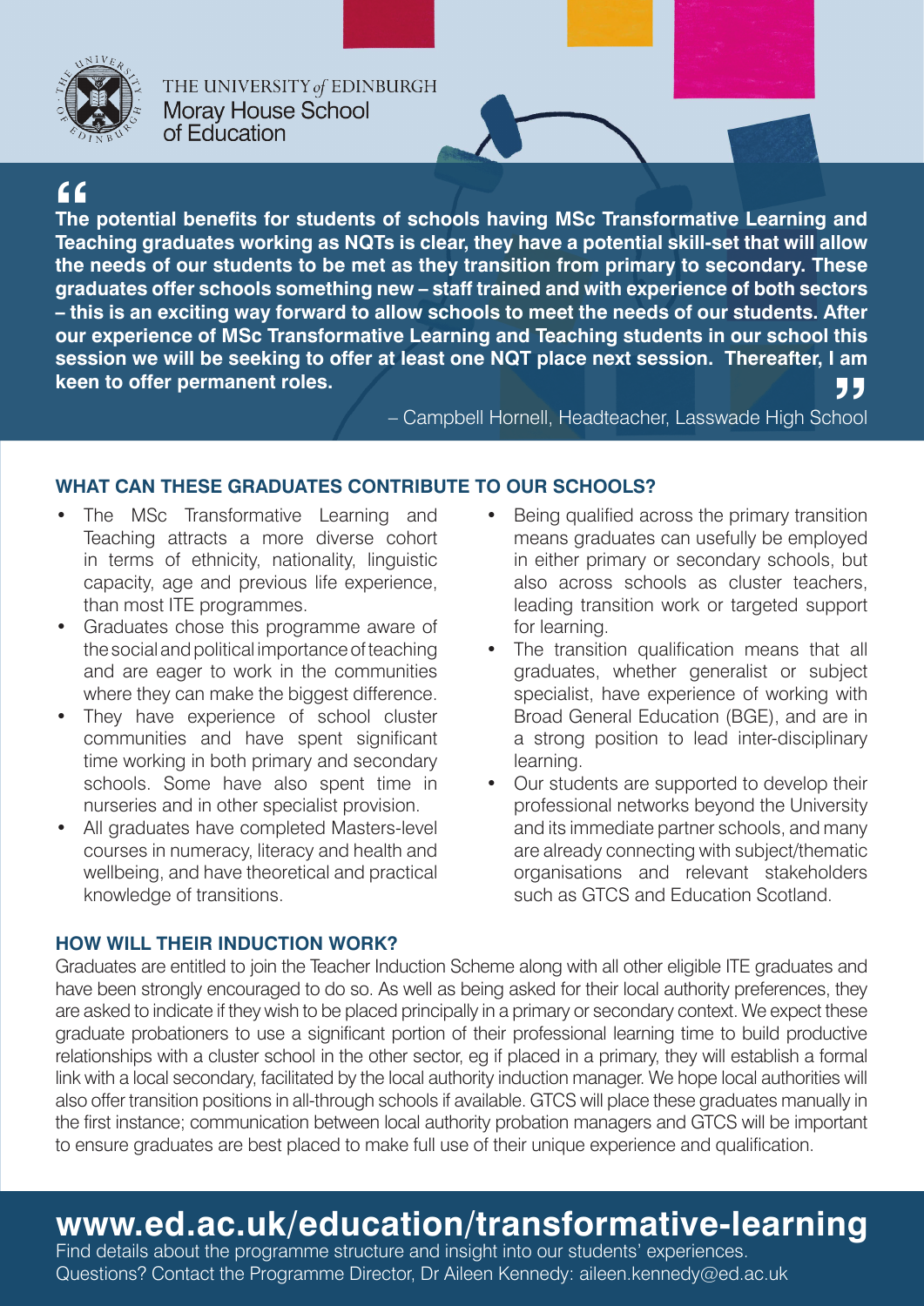THE UNIVERSITY *of* EDINBURGH
Moray House School of Education

> **"The potential benefits for students of schools having MSc Transformative Learning and Teaching graduates working as NQTs is clear, they have a potential skill-set that will allow the needs of our students to be met as they transition from primary to secondary. These graduates offer schools something new – staff trained and with experience of both sectors – this is an exciting way forward to allow schools to meet the needs of our students. After our experience of MSc Transformative Learning and Teaching students in our school this session we will be seeking to offer at least one NQT place next session. Thereafter, I am keen to offer permanent roles."**
>
> – Campbell Hornell, Headteacher, Lasswade High School

## WHAT CAN THESE GRADUATES CONTRIBUTE TO OUR SCHOOLS?

- The MSc Transformative Learning and Teaching attracts a more diverse cohort in terms of ethnicity, nationality, linguistic capacity, age and previous life experience, than most ITE programmes.
- Graduates chose this programme aware of the social and political importance of teaching and are eager to work in the communities where they can make the biggest difference.
- They have experience of school cluster communities and have spent significant time working in both primary and secondary schools. Some have also spent time in nurseries and in other specialist provision.
- All graduates have completed Masters-level courses in numeracy, literacy and health and wellbeing, and have theoretical and practical knowledge of transitions.
- Being qualified across the primary transition means graduates can usefully be employed in either primary or secondary schools, but also across schools as cluster teachers, leading transition work or targeted support for learning.
- The transition qualification means that all graduates, whether generalist or subject specialist, have experience of working with Broad General Education (BGE), and are in a strong position to lead inter-disciplinary learning.
- Our students are supported to develop their professional networks beyond the University and its immediate partner schools, and many are already connecting with subject/thematic organisations and relevant stakeholders such as GTCS and Education Scotland.

## HOW WILL THEIR INDUCTION WORK?

Graduates are entitled to join the Teacher Induction Scheme along with all other eligible ITE graduates and have been strongly encouraged to do so. As well as being asked for their local authority preferences, they are asked to indicate if they wish to be placed principally in a primary or secondary context. We expect these graduate probationers to use a significant portion of their professional learning time to build productive relationships with a cluster school in the other sector, eg if placed in a primary, they will establish a formal link with a local secondary, facilitated by the local authority induction manager. We hope local authorities will also offer transition positions in all-through schools if available. GTCS will place these graduates manually in the first instance; communication between local authority probation managers and GTCS will be important to ensure graduates are best placed to make full use of their unique experience and qualification.

# www.ed.ac.uk/education/transformative-learning

Find details about the programme structure and insight into our students' experiences.
Questions? Contact the Programme Director, Dr Aileen Kennedy: aileen.kennedy@ed.ac.uk